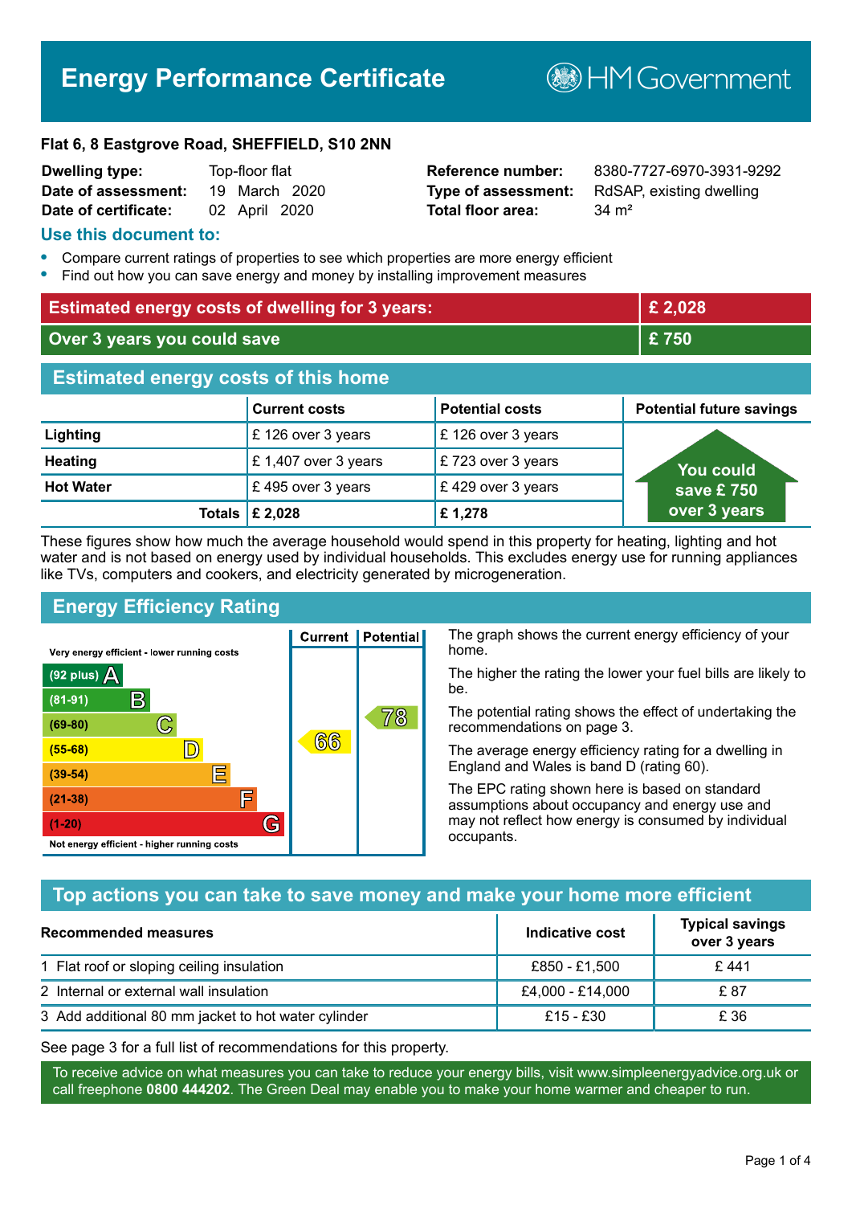# Energy Performance Certificate

HM Government

**Flat 6, 8 Eastgrove Road, SHEFFIELD, S10 2NN**

| | | | |
|---|---|---|---|
| **Dwelling type:** | Top-floor flat | **Reference number:** | 8380-7727-6970-3931-9292 |
| **Date of assessment:** | 19 March 2020 | **Type of assessment:** | RdSAP, existing dwelling |
| **Date of certificate:** | 02 April 2020 | **Total floor area:** | 34 m² |

## Use this document to:

- Compare current ratings of properties to see which properties are more energy efficient
- Find out how you can save energy and money by installing improvement measures

| | |
|---|---|
| **Estimated energy costs of dwelling for 3 years:** | **£ 2,028** |
| **Over 3 years you could save** | **£ 750** |

## Estimated energy costs of this home

| | Current costs | Potential costs | Potential future savings |
|---|---|---|---|
| **Lighting** | £ 126 over 3 years | £ 126 over 3 years | You could save £ 750 over 3 years |
| **Heating** | £ 1,407 over 3 years | £ 723 over 3 years | |
| **Hot Water** | £ 495 over 3 years | £ 429 over 3 years | |
| **Totals** | **£ 2,028** | **£ 1,278** | |

These figures show how much the average household would spend in this property for heating, lighting and hot water and is not based on energy used by individual households. This excludes energy use for running appliances like TVs, computers and cookers, and electricity generated by microgeneration.

## Energy Efficiency Rating

| Rating | Current | Potential |
|---|---|---|
| Very energy efficient - lower running costs | | |
| (92 plus) A | | |
| (81-91) B | | |
| (69-80) C | | 78 |
| (55-68) D | 66 | |
| (39-54) E | | |
| (21-38) F | | |
| (1-20) G | | |
| Not energy efficient - higher running costs | | |

The graph shows the current energy efficiency of your home.

The higher the rating the lower your fuel bills are likely to be.

The potential rating shows the effect of undertaking the recommendations on page 3.

The average energy efficiency rating for a dwelling in England and Wales is band D (rating 60).

The EPC rating shown here is based on standard assumptions about occupancy and energy use and may not reflect how energy is consumed by individual occupants.

## Top actions you can take to save money and make your home more efficient

| Recommended measures | Indicative cost | Typical savings over 3 years |
|---|---|---|
| 1 Flat roof or sloping ceiling insulation | £850 - £1,500 | £ 441 |
| 2 Internal or external wall insulation | £4,000 - £14,000 | £ 87 |
| 3 Add additional 80 mm jacket to hot water cylinder | £15 - £30 | £ 36 |

See page 3 for a full list of recommendations for this property.

To receive advice on what measures you can take to reduce your energy bills, visit www.simpleenergyadvice.org.uk or call freephone **0800 444202**. The Green Deal may enable you to make your home warmer and cheaper to run.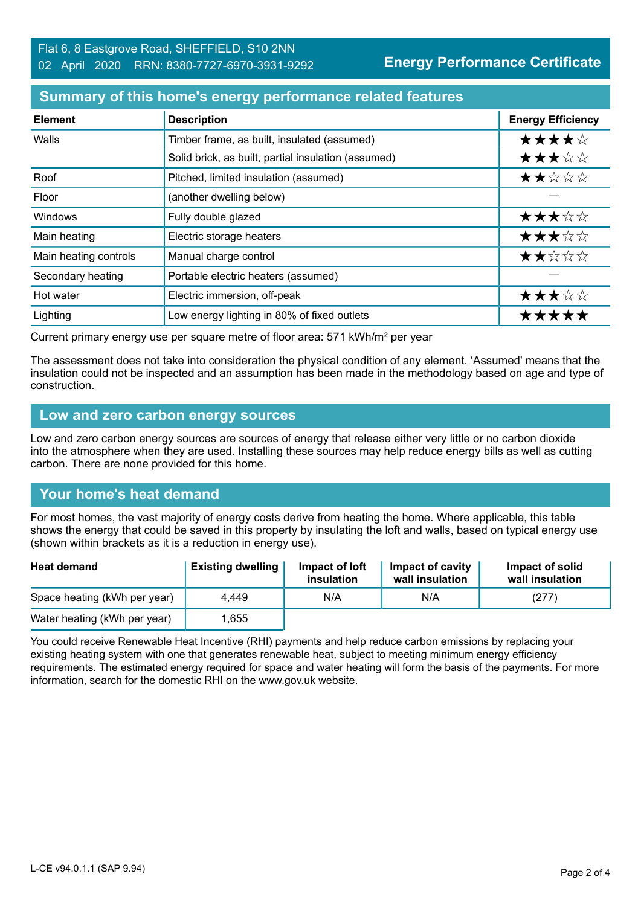Flat 6, 8 Eastgrove Road, SHEFFIELD, S10 2NN
02 April 2020 RRN: 8380-7727-6970-3931-9292

**Energy Performance Certificate**

## Summary of this home's energy performance related features

| Element | Description | Energy Efficiency |
|---|---|---|
| Walls | Timber frame, as built, insulated (assumed) | ★★★★☆ |
| | Solid brick, as built, partial insulation (assumed) | ★★★☆☆ |
| Roof | Pitched, limited insulation (assumed) | ★★☆☆☆ |
| Floor | (another dwelling below) | — |
| Windows | Fully double glazed | ★★★☆☆ |
| Main heating | Electric storage heaters | ★★★☆☆ |
| Main heating controls | Manual charge control | ★★☆☆☆ |
| Secondary heating | Portable electric heaters (assumed) | — |
| Hot water | Electric immersion, off-peak | ★★★☆☆ |
| Lighting | Low energy lighting in 80% of fixed outlets | ★★★★★ |

Current primary energy use per square metre of floor area: 571 kWh/m² per year

The assessment does not take into consideration the physical condition of any element. 'Assumed' means that the insulation could not be inspected and an assumption has been made in the methodology based on age and type of construction.

## Low and zero carbon energy sources

Low and zero carbon energy sources are sources of energy that release either very little or no carbon dioxide into the atmosphere when they are used. Installing these sources may help reduce energy bills as well as cutting carbon. There are none provided for this home.

## Your home's heat demand

For most homes, the vast majority of energy costs derive from heating the home. Where applicable, this table shows the energy that could be saved in this property by insulating the loft and walls, based on typical energy use (shown within brackets as it is a reduction in energy use).

| Heat demand | Existing dwelling | Impact of loft insulation | Impact of cavity wall insulation | Impact of solid wall insulation |
|---|---|---|---|---|
| Space heating (kWh per year) | 4,449 | N/A | N/A | (277) |
| Water heating (kWh per year) | 1,655 | | | |

You could receive Renewable Heat Incentive (RHI) payments and help reduce carbon emissions by replacing your existing heating system with one that generates renewable heat, subject to meeting minimum energy efficiency requirements. The estimated energy required for space and water heating will form the basis of the payments. For more information, search for the domestic RHI on the www.gov.uk website.

L-CE v94.0.1.1 (SAP 9.94)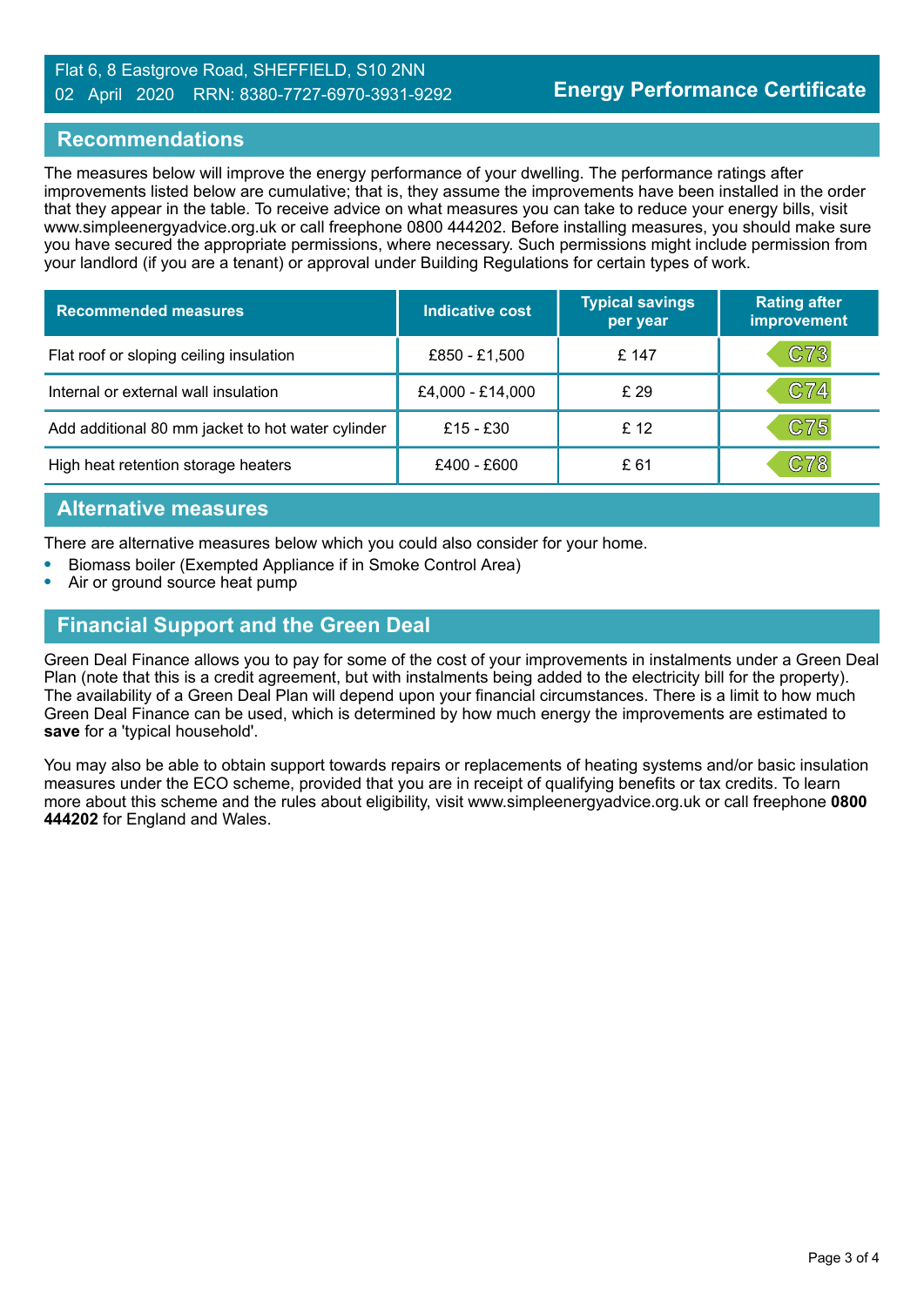## Recommendations

The measures below will improve the energy performance of your dwelling. The performance ratings after improvements listed below are cumulative; that is, they assume the improvements have been installed in the order that they appear in the table. To receive advice on what measures you can take to reduce your energy bills, visit www.simpleenergyadvice.org.uk or call freephone 0800 444202. Before installing measures, you should make sure you have secured the appropriate permissions, where necessary. Such permissions might include permission from your landlord (if you are a tenant) or approval under Building Regulations for certain types of work.

| Recommended measures | Indicative cost | Typical savings per year | Rating after improvement |
|---|---|---|---|
| Flat roof or sloping ceiling insulation | £850 - £1,500 | £ 147 | C73 |
| Internal or external wall insulation | £4,000 - £14,000 | £ 29 | C74 |
| Add additional 80 mm jacket to hot water cylinder | £15 - £30 | £ 12 | C75 |
| High heat retention storage heaters | £400 - £600 | £ 61 | C78 |

## Alternative measures

There are alternative measures below which you could also consider for your home.

- Biomass boiler (Exempted Appliance if in Smoke Control Area)
- Air or ground source heat pump

## Financial Support and the Green Deal

Green Deal Finance allows you to pay for some of the cost of your improvements in instalments under a Green Deal Plan (note that this is a credit agreement, but with instalments being added to the electricity bill for the property). The availability of a Green Deal Plan will depend upon your financial circumstances. There is a limit to how much Green Deal Finance can be used, which is determined by how much energy the improvements are estimated to **save** for a 'typical household'.

You may also be able to obtain support towards repairs or replacements of heating systems and/or basic insulation measures under the ECO scheme, provided that you are in receipt of qualifying benefits or tax credits. To learn more about this scheme and the rules about eligibility, visit www.simpleenergyadvice.org.uk or call freephone **0800 444202** for England and Wales.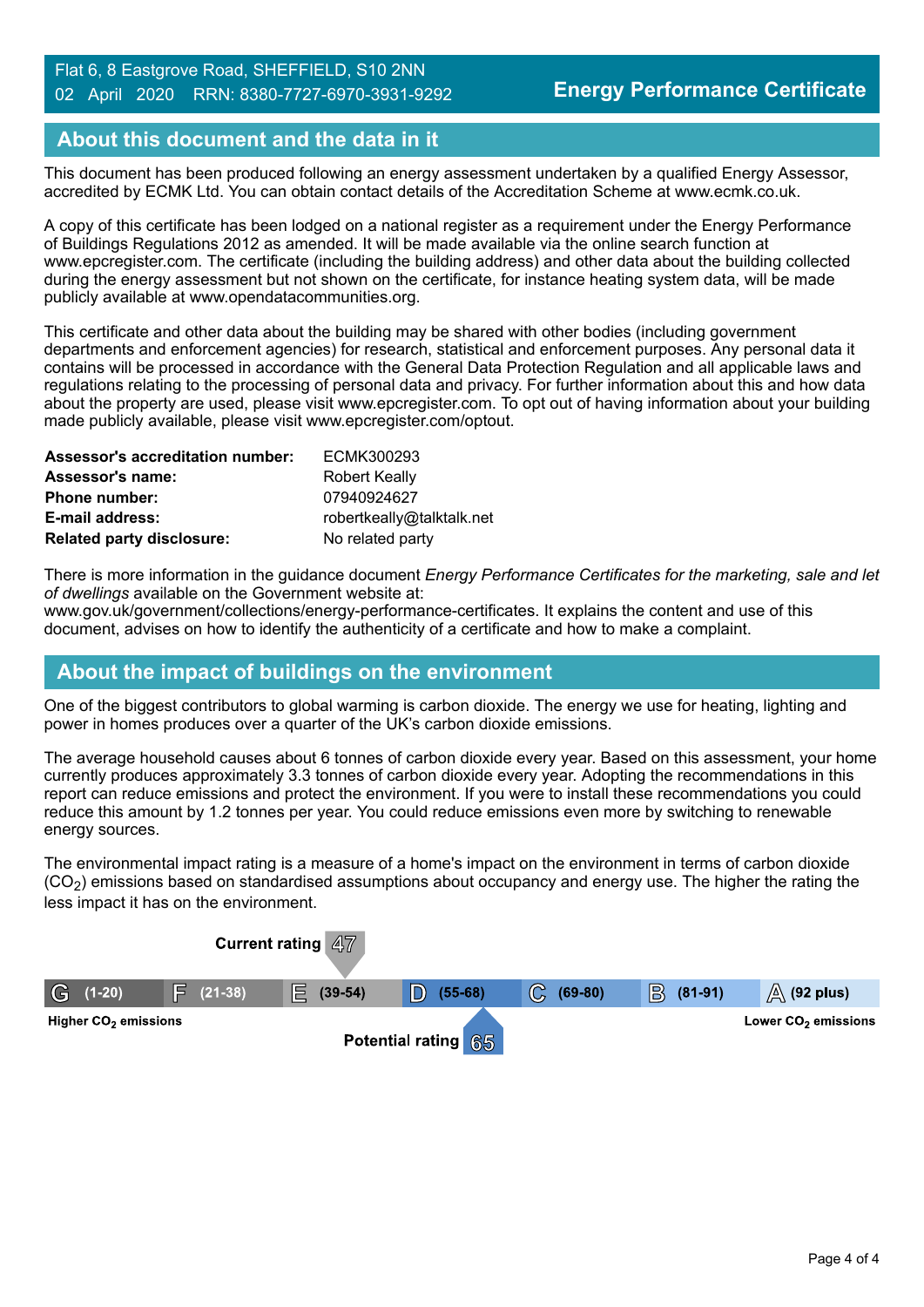Flat 6, 8 Eastgrove Road, SHEFFIELD, S10 2NN
02 April 2020 RRN: 8380-7727-6970-3931-9292

**Energy Performance Certificate**

## About this document and the data in it

This document has been produced following an energy assessment undertaken by a qualified Energy Assessor, accredited by ECMK Ltd. You can obtain contact details of the Accreditation Scheme at www.ecmk.co.uk.

A copy of this certificate has been lodged on a national register as a requirement under the Energy Performance of Buildings Regulations 2012 as amended. It will be made available via the online search function at www.epcregister.com. The certificate (including the building address) and other data about the building collected during the energy assessment but not shown on the certificate, for instance heating system data, will be made publicly available at www.opendatacommunities.org.

This certificate and other data about the building may be shared with other bodies (including government departments and enforcement agencies) for research, statistical and enforcement purposes. Any personal data it contains will be processed in accordance with the General Data Protection Regulation and all applicable laws and regulations relating to the processing of personal data and privacy. For further information about this and how data about the property are used, please visit www.epcregister.com. To opt out of having information about your building made publicly available, please visit www.epcregister.com/optout.

| | |
|---|---|
| **Assessor's accreditation number:** | ECMK300293 |
| **Assessor's name:** | Robert Keally |
| **Phone number:** | 07940924627 |
| **E-mail address:** | robertkeally@talktalk.net |
| **Related party disclosure:** | No related party |

There is more information in the guidance document *Energy Performance Certificates for the marketing, sale and let of dwellings* available on the Government website at: www.gov.uk/government/collections/energy-performance-certificates. It explains the content and use of this document, advises on how to identify the authenticity of a certificate and how to make a complaint.

## About the impact of buildings on the environment

One of the biggest contributors to global warming is carbon dioxide. The energy we use for heating, lighting and power in homes produces over a quarter of the UK's carbon dioxide emissions.

The average household causes about 6 tonnes of carbon dioxide every year. Based on this assessment, your home currently produces approximately 3.3 tonnes of carbon dioxide every year. Adopting the recommendations in this report can reduce emissions and protect the environment. If you were to install these recommendations you could reduce this amount by 1.2 tonnes per year. You could reduce emissions even more by switching to renewable energy sources.

The environmental impact rating is a measure of a home's impact on the environment in terms of carbon dioxide ($CO_2$) emissions based on standardised assumptions about occupancy and energy use. The higher the rating the less impact it has on the environment.

Current rating 47

G (1-20)
F (21-38)
E (39-54)
D (55-68)
C (69-80)
B (81-91)
A (92 plus)

Higher $CO_2$ emissions
Lower $CO_2$ emissions

Potential rating 65